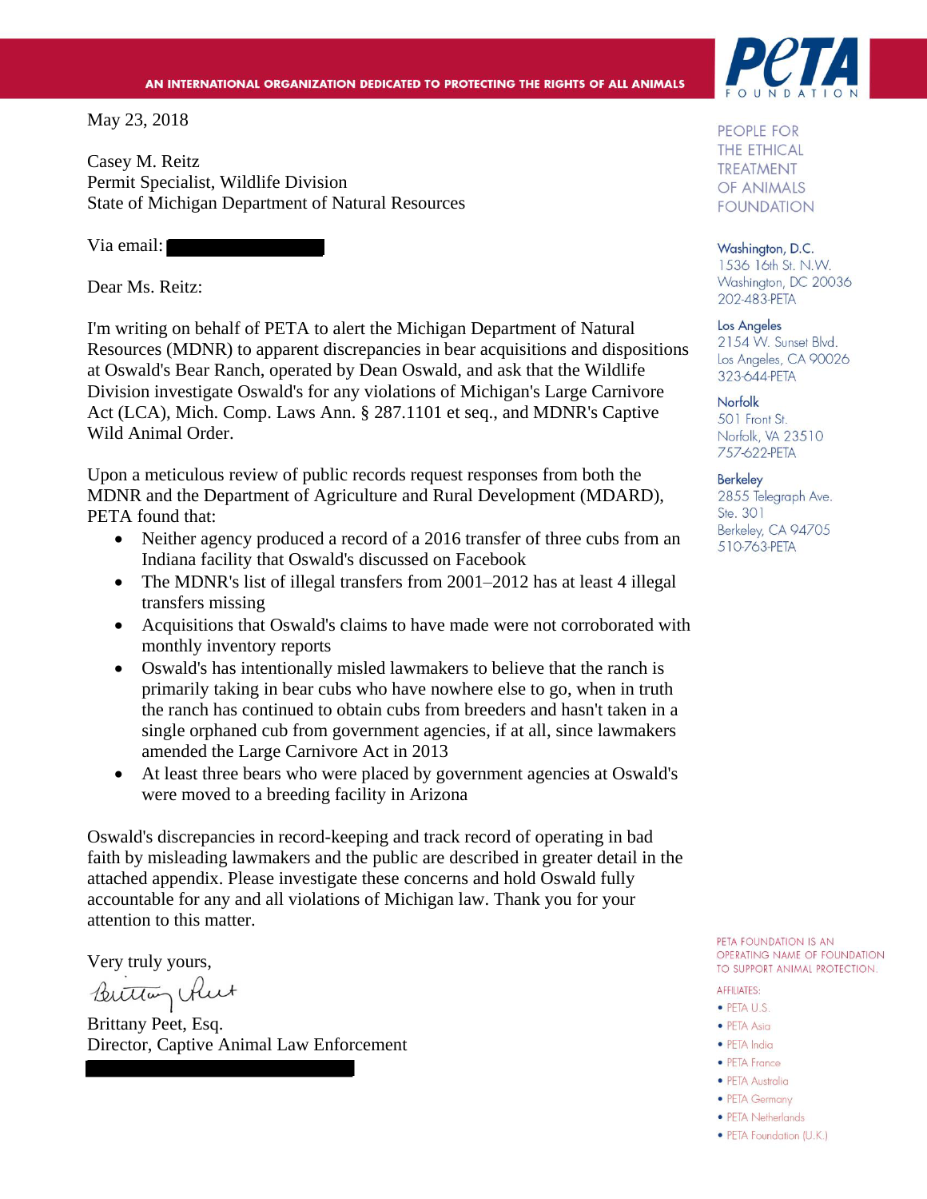AN INTERNATIONAL ORGANIZATION DEDICATED TO PROTECTING THE RIGHTS OF ALL ANIMALS

PETA FOUNDATION

May 23, 2018

Casey M. Reitz
Permit Specialist, Wildlife Division
State of Michigan Department of Natural Resources

Via email:

Dear Ms. Reitz:

I'm writing on behalf of PETA to alert the Michigan Department of Natural Resources (MDNR) to apparent discrepancies in bear acquisitions and dispositions at Oswald's Bear Ranch, operated by Dean Oswald, and ask that the Wildlife Division investigate Oswald's for any violations of Michigan's Large Carnivore Act (LCA), Mich. Comp. Laws Ann. § 287.1101 et seq., and MDNR's Captive Wild Animal Order.

Upon a meticulous review of public records request responses from both the MDNR and the Department of Agriculture and Rural Development (MDARD), PETA found that:

- Neither agency produced a record of a 2016 transfer of three cubs from an Indiana facility that Oswald's discussed on Facebook
- The MDNR's list of illegal transfers from 2001–2012 has at least 4 illegal transfers missing
- Acquisitions that Oswald's claims to have made were not corroborated with monthly inventory reports
- Oswald's has intentionally misled lawmakers to believe that the ranch is primarily taking in bear cubs who have nowhere else to go, when in truth the ranch has continued to obtain cubs from breeders and hasn't taken in a single orphaned cub from government agencies, if at all, since lawmakers amended the Large Carnivore Act in 2013
- At least three bears who were placed by government agencies at Oswald's were moved to a breeding facility in Arizona

Oswald's discrepancies in record-keeping and track record of operating in bad faith by misleading lawmakers and the public are described in greater detail in the attached appendix. Please investigate these concerns and hold Oswald fully accountable for any and all violations of Michigan law. Thank you for your attention to this matter.

Very truly yours,

Brittany Peet, Esq.
Director, Captive Animal Law Enforcement

PEOPLE FOR THE ETHICAL TREATMENT OF ANIMALS FOUNDATION

Washington, D.C.
1536 16th St. N.W.
Washington, DC 20036
202-483-PETA

Los Angeles
2154 W. Sunset Blvd.
Los Angeles, CA 90026
323-644-PETA

Norfolk
501 Front St.
Norfolk, VA 23510
757-622-PETA

Berkeley
2855 Telegraph Ave.
Ste. 301
Berkeley, CA 94705
510-763-PETA

PETA FOUNDATION IS AN OPERATING NAME OF FOUNDATION TO SUPPORT ANIMAL PROTECTION.

AFFILIATES:

- PETA U.S.
- PETA Asia
- PETA India
- PETA France
- PETA Australia
- PETA Germany
- PETA Netherlands
- PETA Foundation (U.K.)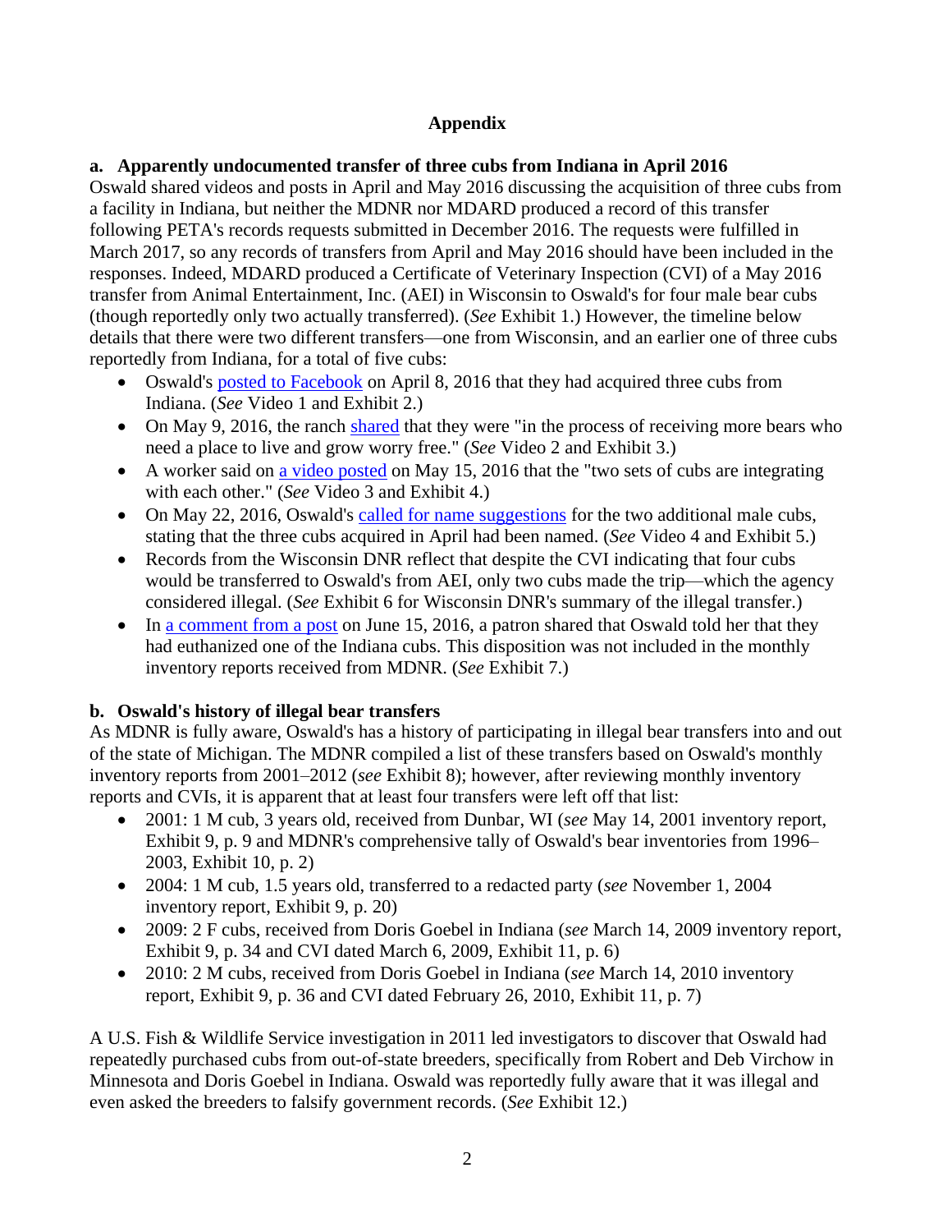# Appendix

## a. Apparently undocumented transfer of three cubs from Indiana in April 2016

Oswald shared videos and posts in April and May 2016 discussing the acquisition of three cubs from a facility in Indiana, but neither the MDNR nor MDARD produced a record of this transfer following PETA's records requests submitted in December 2016. The requests were fulfilled in March 2017, so any records of transfers from April and May 2016 should have been included in the responses. Indeed, MDARD produced a Certificate of Veterinary Inspection (CVI) of a May 2016 transfer from Animal Entertainment, Inc. (AEI) in Wisconsin to Oswald's for four male bear cubs (though reportedly only two actually transferred). (*See* Exhibit 1.) However, the timeline below details that there were two different transfers—one from Wisconsin, and an earlier one of three cubs reportedly from Indiana, for a total of five cubs:

- Oswald's posted to Facebook on April 8, 2016 that they had acquired three cubs from Indiana. (*See* Video 1 and Exhibit 2.)
- On May 9, 2016, the ranch shared that they were "in the process of receiving more bears who need a place to live and grow worry free." (*See* Video 2 and Exhibit 3.)
- A worker said on a video posted on May 15, 2016 that the "two sets of cubs are integrating with each other." (*See* Video 3 and Exhibit 4.)
- On May 22, 2016, Oswald's called for name suggestions for the two additional male cubs, stating that the three cubs acquired in April had been named. (*See* Video 4 and Exhibit 5.)
- Records from the Wisconsin DNR reflect that despite the CVI indicating that four cubs would be transferred to Oswald's from AEI, only two cubs made the trip—which the agency considered illegal. (*See* Exhibit 6 for Wisconsin DNR's summary of the illegal transfer.)
- In a comment from a post on June 15, 2016, a patron shared that Oswald told her that they had euthanized one of the Indiana cubs. This disposition was not included in the monthly inventory reports received from MDNR. (*See* Exhibit 7.)

## b. Oswald's history of illegal bear transfers

As MDNR is fully aware, Oswald's has a history of participating in illegal bear transfers into and out of the state of Michigan. The MDNR compiled a list of these transfers based on Oswald's monthly inventory reports from 2001–2012 (*see* Exhibit 8); however, after reviewing monthly inventory reports and CVIs, it is apparent that at least four transfers were left off that list:

- 2001: 1 M cub, 3 years old, received from Dunbar, WI (*see* May 14, 2001 inventory report, Exhibit 9, p. 9 and MDNR's comprehensive tally of Oswald's bear inventories from 1996–2003, Exhibit 10, p. 2)
- 2004: 1 M cub, 1.5 years old, transferred to a redacted party (*see* November 1, 2004 inventory report, Exhibit 9, p. 20)
- 2009: 2 F cubs, received from Doris Goebel in Indiana (*see* March 14, 2009 inventory report, Exhibit 9, p. 34 and CVI dated March 6, 2009, Exhibit 11, p. 6)
- 2010: 2 M cubs, received from Doris Goebel in Indiana (*see* March 14, 2010 inventory report, Exhibit 9, p. 36 and CVI dated February 26, 2010, Exhibit 11, p. 7)

A U.S. Fish & Wildlife Service investigation in 2011 led investigators to discover that Oswald had repeatedly purchased cubs from out-of-state breeders, specifically from Robert and Deb Virchow in Minnesota and Doris Goebel in Indiana. Oswald was reportedly fully aware that it was illegal and even asked the breeders to falsify government records. (*See* Exhibit 12.)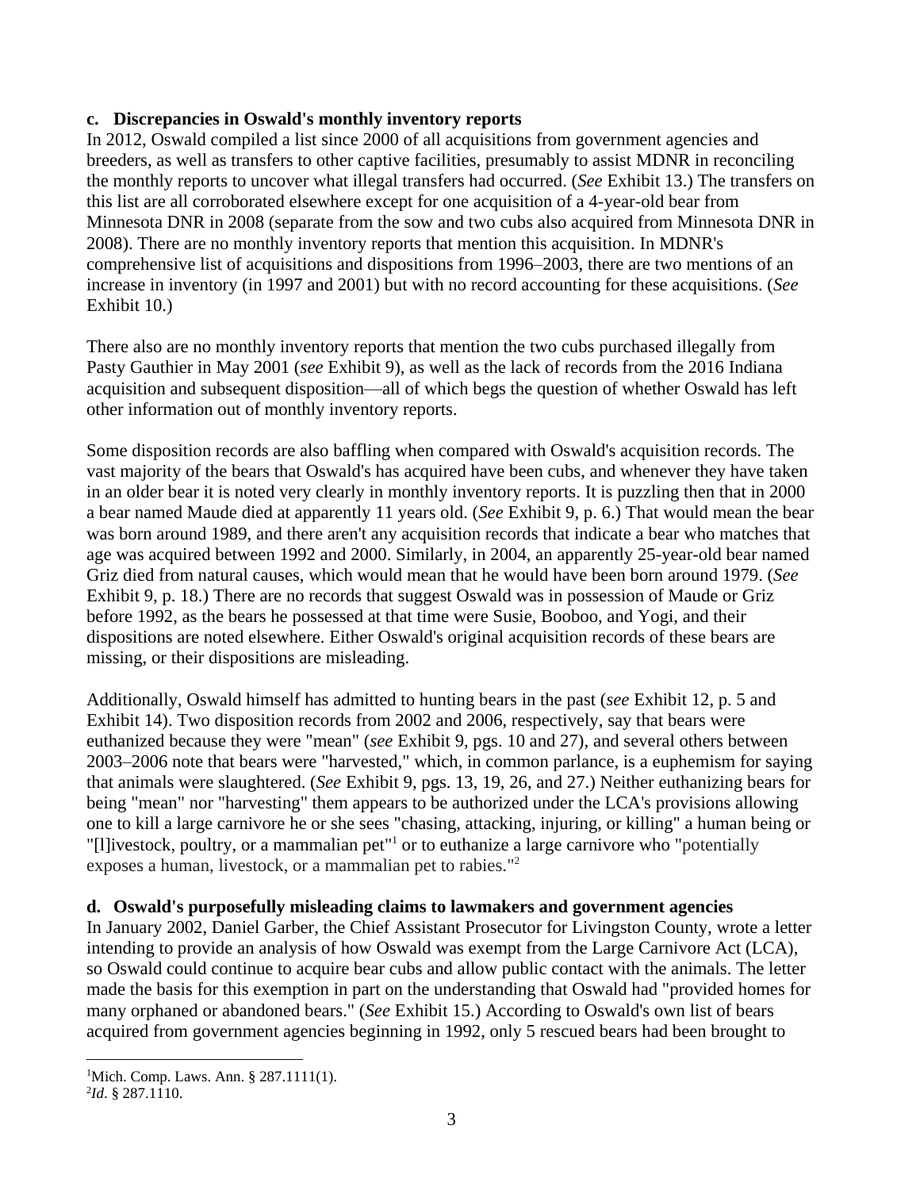**c. Discrepancies in Oswald's monthly inventory reports**

In 2012, Oswald compiled a list since 2000 of all acquisitions from government agencies and breeders, as well as transfers to other captive facilities, presumably to assist MDNR in reconciling the monthly reports to uncover what illegal transfers had occurred. (*See* Exhibit 13.) The transfers on this list are all corroborated elsewhere except for one acquisition of a 4-year-old bear from Minnesota DNR in 2008 (separate from the sow and two cubs also acquired from Minnesota DNR in 2008). There are no monthly inventory reports that mention this acquisition. In MDNR's comprehensive list of acquisitions and dispositions from 1996–2003, there are two mentions of an increase in inventory (in 1997 and 2001) but with no record accounting for these acquisitions. (*See* Exhibit 10.)

There also are no monthly inventory reports that mention the two cubs purchased illegally from Pasty Gauthier in May 2001 (*see* Exhibit 9), as well as the lack of records from the 2016 Indiana acquisition and subsequent disposition—all of which begs the question of whether Oswald has left other information out of monthly inventory reports.

Some disposition records are also baffling when compared with Oswald's acquisition records. The vast majority of the bears that Oswald's has acquired have been cubs, and whenever they have taken in an older bear it is noted very clearly in monthly inventory reports. It is puzzling then that in 2000 a bear named Maude died at apparently 11 years old. (*See* Exhibit 9, p. 6.) That would mean the bear was born around 1989, and there aren't any acquisition records that indicate a bear who matches that age was acquired between 1992 and 2000. Similarly, in 2004, an apparently 25-year-old bear named Griz died from natural causes, which would mean that he would have been born around 1979. (*See* Exhibit 9, p. 18.) There are no records that suggest Oswald was in possession of Maude or Griz before 1992, as the bears he possessed at that time were Susie, Booboo, and Yogi, and their dispositions are noted elsewhere. Either Oswald's original acquisition records of these bears are missing, or their dispositions are misleading.

Additionally, Oswald himself has admitted to hunting bears in the past (*see* Exhibit 12, p. 5 and Exhibit 14). Two disposition records from 2002 and 2006, respectively, say that bears were euthanized because they were "mean" (*see* Exhibit 9, pgs. 10 and 27), and several others between 2003–2006 note that bears were "harvested," which, in common parlance, is a euphemism for saying that animals were slaughtered. (*See* Exhibit 9, pgs. 13, 19, 26, and 27.) Neither euthanizing bears for being "mean" nor "harvesting" them appears to be authorized under the LCA's provisions allowing one to kill a large carnivore he or she sees "chasing, attacking, injuring, or killing" a human being or "[l]ivestock, poultry, or a mammalian pet"[1] or to euthanize a large carnivore who "potentially exposes a human, livestock, or a mammalian pet to rabies."[2]

**d. Oswald's purposefully misleading claims to lawmakers and government agencies**

In January 2002, Daniel Garber, the Chief Assistant Prosecutor for Livingston County, wrote a letter intending to provide an analysis of how Oswald was exempt from the Large Carnivore Act (LCA), so Oswald could continue to acquire bear cubs and allow public contact with the animals. The letter made the basis for this exemption in part on the understanding that Oswald had "provided homes for many orphaned or abandoned bears." (*See* Exhibit 15.) According to Oswald's own list of bears acquired from government agencies beginning in 1992, only 5 rescued bears had been brought to

---

[1] Mich. Comp. Laws. Ann. § 287.1111(1).

[2] *Id*. § 287.1110.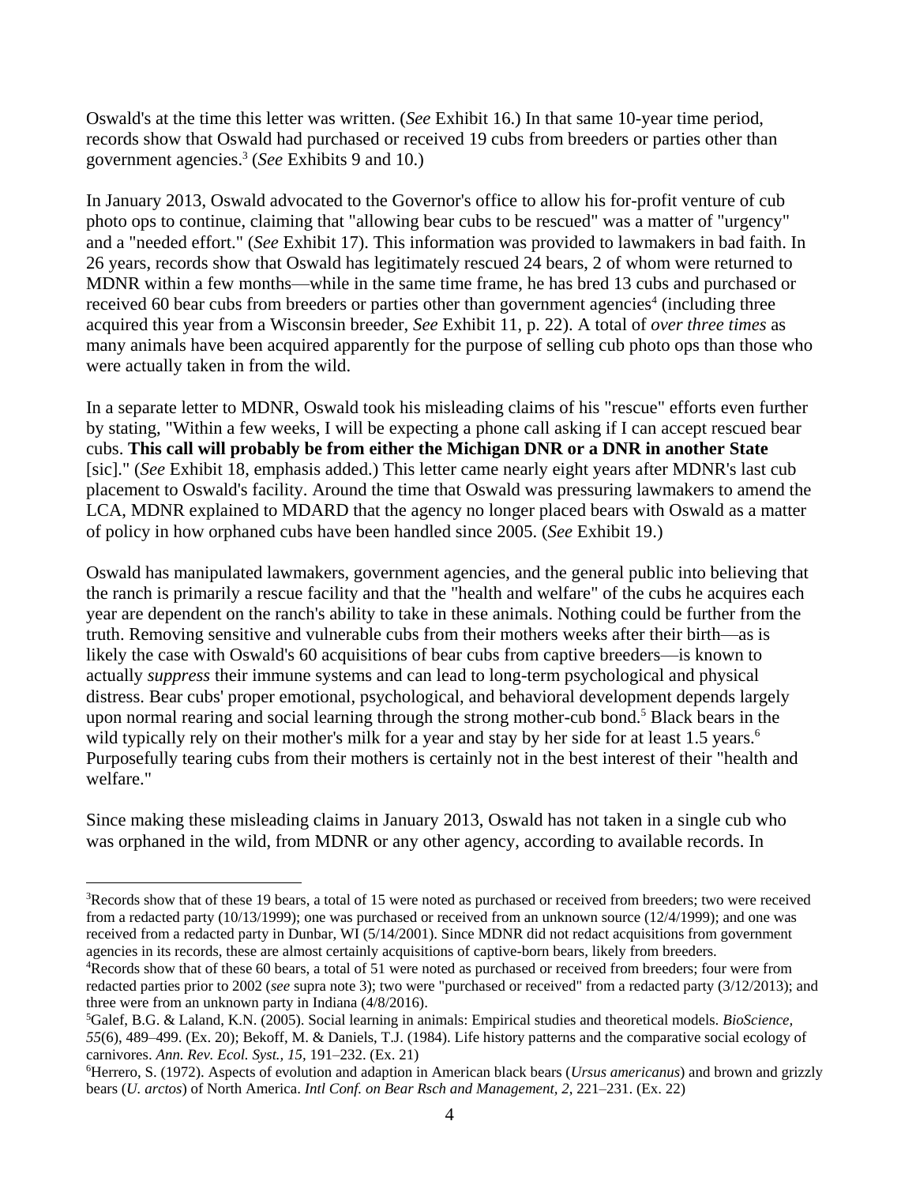Oswald's at the time this letter was written. (*See* Exhibit 16.) In that same 10-year time period, records show that Oswald had purchased or received 19 cubs from breeders or parties other than government agencies.[3] (*See* Exhibits 9 and 10.)

In January 2013, Oswald advocated to the Governor's office to allow his for-profit venture of cub photo ops to continue, claiming that "allowing bear cubs to be rescued" was a matter of "urgency" and a "needed effort." (*See* Exhibit 17). This information was provided to lawmakers in bad faith. In 26 years, records show that Oswald has legitimately rescued 24 bears, 2 of whom were returned to MDNR within a few months—while in the same time frame, he has bred 13 cubs and purchased or received 60 bear cubs from breeders or parties other than government agencies[4] (including three acquired this year from a Wisconsin breeder, *See* Exhibit 11, p. 22). A total of *over three times* as many animals have been acquired apparently for the purpose of selling cub photo ops than those who were actually taken in from the wild.

In a separate letter to MDNR, Oswald took his misleading claims of his "rescue" efforts even further by stating, "Within a few weeks, I will be expecting a phone call asking if I can accept rescued bear cubs. **This call will probably be from either the Michigan DNR or a DNR in another State** [sic]." (*See* Exhibit 18, emphasis added.) This letter came nearly eight years after MDNR's last cub placement to Oswald's facility. Around the time that Oswald was pressuring lawmakers to amend the LCA, MDNR explained to MDARD that the agency no longer placed bears with Oswald as a matter of policy in how orphaned cubs have been handled since 2005. (*See* Exhibit 19.)

Oswald has manipulated lawmakers, government agencies, and the general public into believing that the ranch is primarily a rescue facility and that the "health and welfare" of the cubs he acquires each year are dependent on the ranch's ability to take in these animals. Nothing could be further from the truth. Removing sensitive and vulnerable cubs from their mothers weeks after their birth—as is likely the case with Oswald's 60 acquisitions of bear cubs from captive breeders—is known to actually *suppress* their immune systems and can lead to long-term psychological and physical distress. Bear cubs' proper emotional, psychological, and behavioral development depends largely upon normal rearing and social learning through the strong mother-cub bond.[5] Black bears in the wild typically rely on their mother's milk for a year and stay by her side for at least 1.5 years.[6] Purposefully tearing cubs from their mothers is certainly not in the best interest of their "health and welfare."

Since making these misleading claims in January 2013, Oswald has not taken in a single cub who was orphaned in the wild, from MDNR or any other agency, according to available records. In

---

[3]Records show that of these 19 bears, a total of 15 were noted as purchased or received from breeders; two were received from a redacted party (10/13/1999); one was purchased or received from an unknown source (12/4/1999); and one was received from a redacted party in Dunbar, WI (5/14/2001). Since MDNR did not redact acquisitions from government agencies in its records, these are almost certainly acquisitions of captive-born bears, likely from breeders.

[4]Records show that of these 60 bears, a total of 51 were noted as purchased or received from breeders; four were from redacted parties prior to 2002 (*see* supra note 3); two were "purchased or received" from a redacted party (3/12/2013); and three were from an unknown party in Indiana (4/8/2016).

[5]Galef, B.G. & Laland, K.N. (2005). Social learning in animals: Empirical studies and theoretical models. *BioScience, 55*(6), 489–499. (Ex. 20); Bekoff, M. & Daniels, T.J. (1984). Life history patterns and the comparative social ecology of carnivores. *Ann. Rev. Ecol. Syst., 15,* 191–232. (Ex. 21)

[6]Herrero, S. (1972). Aspects of evolution and adaption in American black bears (*Ursus americanus*) and brown and grizzly bears (*U. arctos*) of North America. *Intl Conf. on Bear Rsch and Management, 2,* 221–231. (Ex. 22)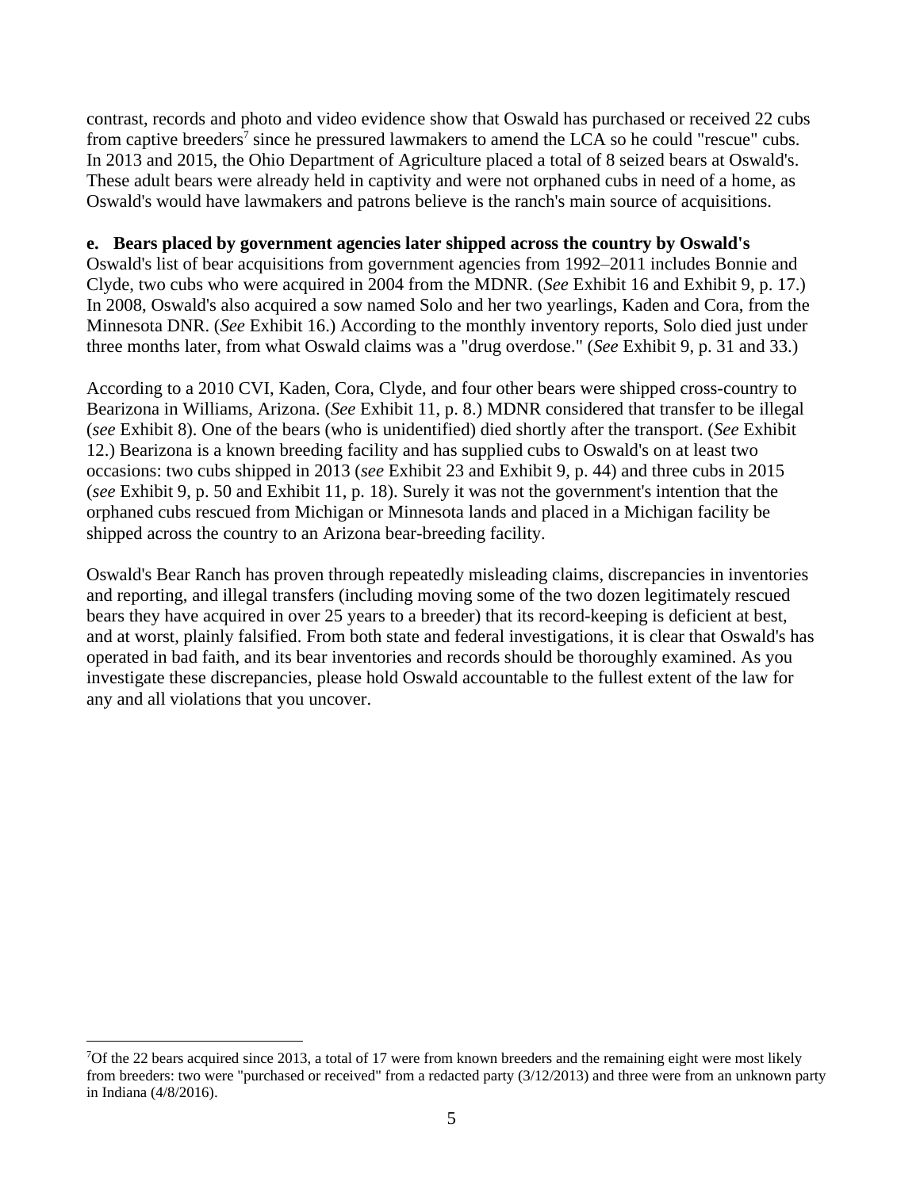contrast, records and photo and video evidence show that Oswald has purchased or received 22 cubs from captive breeders[7] since he pressured lawmakers to amend the LCA so he could "rescue" cubs. In 2013 and 2015, the Ohio Department of Agriculture placed a total of 8 seized bears at Oswald's. These adult bears were already held in captivity and were not orphaned cubs in need of a home, as Oswald's would have lawmakers and patrons believe is the ranch's main source of acquisitions.

**e. Bears placed by government agencies later shipped across the country by Oswald's**

Oswald's list of bear acquisitions from government agencies from 1992–2011 includes Bonnie and Clyde, two cubs who were acquired in 2004 from the MDNR. (*See* Exhibit 16 and Exhibit 9, p. 17.) In 2008, Oswald's also acquired a sow named Solo and her two yearlings, Kaden and Cora, from the Minnesota DNR. (*See* Exhibit 16.) According to the monthly inventory reports, Solo died just under three months later, from what Oswald claims was a "drug overdose." (*See* Exhibit 9, p. 31 and 33.)

According to a 2010 CVI, Kaden, Cora, Clyde, and four other bears were shipped cross-country to Bearizona in Williams, Arizona. (*See* Exhibit 11, p. 8.) MDNR considered that transfer to be illegal (*see* Exhibit 8). One of the bears (who is unidentified) died shortly after the transport. (*See* Exhibit 12.) Bearizona is a known breeding facility and has supplied cubs to Oswald's on at least two occasions: two cubs shipped in 2013 (*see* Exhibit 23 and Exhibit 9, p. 44) and three cubs in 2015 (*see* Exhibit 9, p. 50 and Exhibit 11, p. 18). Surely it was not the government's intention that the orphaned cubs rescued from Michigan or Minnesota lands and placed in a Michigan facility be shipped across the country to an Arizona bear-breeding facility.

Oswald's Bear Ranch has proven through repeatedly misleading claims, discrepancies in inventories and reporting, and illegal transfers (including moving some of the two dozen legitimately rescued bears they have acquired in over 25 years to a breeder) that its record-keeping is deficient at best, and at worst, plainly falsified. From both state and federal investigations, it is clear that Oswald's has operated in bad faith, and its bear inventories and records should be thoroughly examined. As you investigate these discrepancies, please hold Oswald accountable to the fullest extent of the law for any and all violations that you uncover.

---

[7] Of the 22 bears acquired since 2013, a total of 17 were from known breeders and the remaining eight were most likely from breeders: two were "purchased or received" from a redacted party (3/12/2013) and three were from an unknown party in Indiana (4/8/2016).